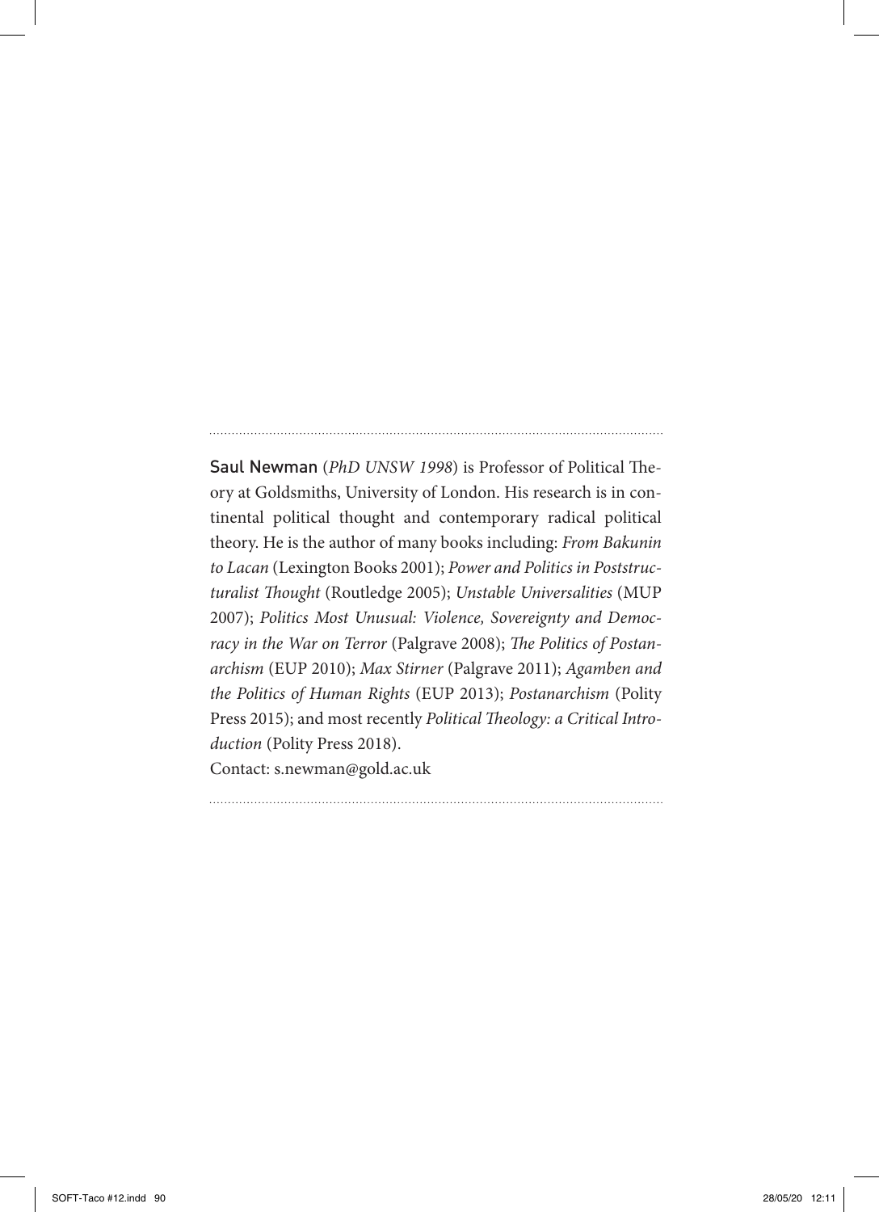Saul Newman (*PhD UNSW 1998*) is Professor of Political Theory at Goldsmiths, University of London. His research is in continental political thought and contemporary radical political theory. He is the author of many books including: *From Bakunin to Lacan* (Lexington Books 2001); *Power and Politics in Poststructuralist Thought* (Routledge 2005); *Unstable Universalities* (MUP 2007); *Politics Most Unusual: Violence, Sovereignty and Democracy in the War on Terror* (Palgrave 2008); *The Politics of Postanarchism* (EUP 2010); *Max Stirner* (Palgrave 2011); *Agamben and the Politics of Human Rights* (EUP 2013); *Postanarchism* (Polity Press 2015); and most recently *Political Theology: a Critical Introduction* (Polity Press 2018).

Contact: s.newman@gold.ac.uk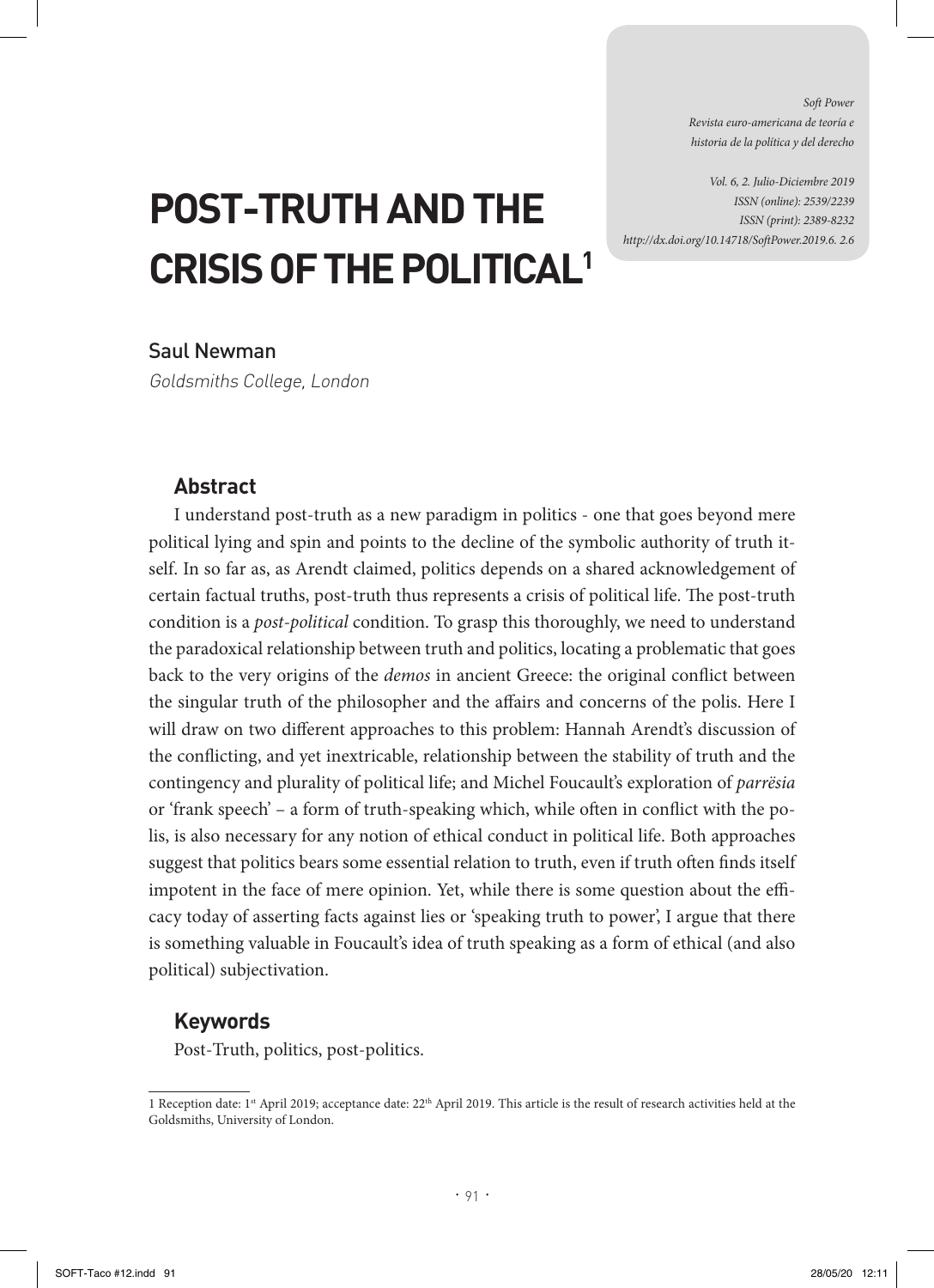# POST-TRUTH AND THE CRISIS OF THE POLITICAL[1]

Saul Newman

*Goldsmiths College, London*

## Abstract

I understand post-truth as a new paradigm in politics - one that goes beyond mere political lying and spin and points to the decline of the symbolic authority of truth itself. In so far as, as Arendt claimed, politics depends on a shared acknowledgement of certain factual truths, post-truth thus represents a crisis of political life. The post-truth condition is a *post-political* condition. To grasp this thoroughly, we need to understand the paradoxical relationship between truth and politics, locating a problematic that goes back to the very origins of the *demos* in ancient Greece: the original conflict between the singular truth of the philosopher and the affairs and concerns of the polis. Here I will draw on two different approaches to this problem: Hannah Arendt's discussion of the conflicting, and yet inextricable, relationship between the stability of truth and the contingency and plurality of political life; and Michel Foucault's exploration of *parrësia* or 'frank speech' – a form of truth-speaking which, while often in conflict with the polis, is also necessary for any notion of ethical conduct in political life. Both approaches suggest that politics bears some essential relation to truth, even if truth often finds itself impotent in the face of mere opinion. Yet, while there is some question about the efficacy today of asserting facts against lies or 'speaking truth to power', I argue that there is something valuable in Foucault's idea of truth speaking as a form of ethical (and also political) subjectivation.

## Keywords

Post-Truth, politics, post-politics.

---

1 Reception date: 1st April 2019; acceptance date: 22th April 2019. This article is the result of research activities held at the Goldsmiths, University of London.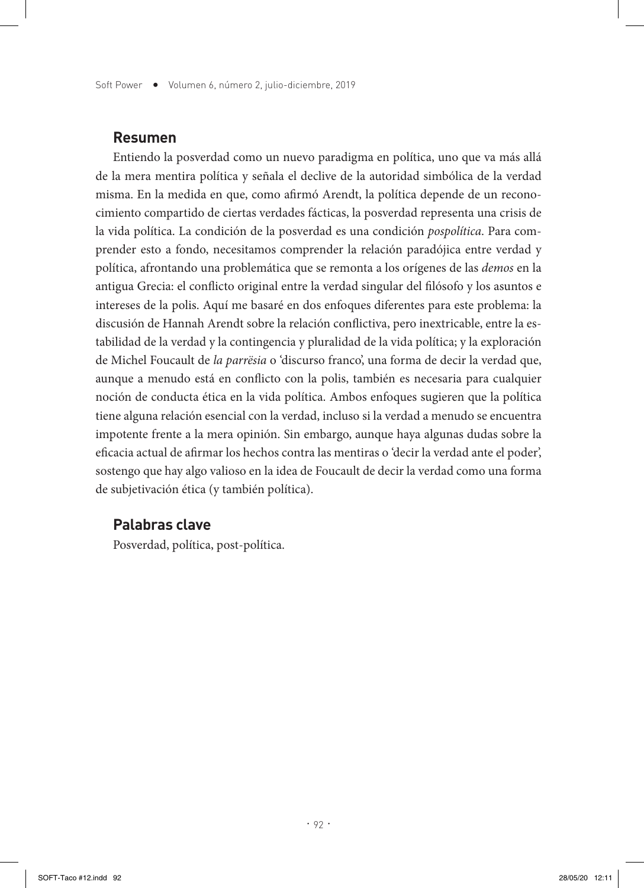## Resumen

Entiendo la posverdad como un nuevo paradigma en política, uno que va más allá de la mera mentira política y señala el declive de la autoridad simbólica de la verdad misma. En la medida en que, como afirmó Arendt, la política depende de un reconocimiento compartido de ciertas verdades fácticas, la posverdad representa una crisis de la vida política. La condición de la posverdad es una condición *pospolítica*. Para comprender esto a fondo, necesitamos comprender la relación paradójica entre verdad y política, afrontando una problemática que se remonta a los orígenes de las *demos* en la antigua Grecia: el conflicto original entre la verdad singular del filósofo y los asuntos e intereses de la polis. Aquí me basaré en dos enfoques diferentes para este problema: la discusión de Hannah Arendt sobre la relación conflictiva, pero inextricable, entre la estabilidad de la verdad y la contingencia y pluralidad de la vida política; y la exploración de Michel Foucault de *la parrësia* o 'discurso franco', una forma de decir la verdad que, aunque a menudo está en conflicto con la polis, también es necesaria para cualquier noción de conducta ética en la vida política. Ambos enfoques sugieren que la política tiene alguna relación esencial con la verdad, incluso si la verdad a menudo se encuentra impotente frente a la mera opinión. Sin embargo, aunque haya algunas dudas sobre la eficacia actual de afirmar los hechos contra las mentiras o 'decir la verdad ante el poder', sostengo que hay algo valioso en la idea de Foucault de decir la verdad como una forma de subjetivación ética (y también política).

## Palabras clave

Posverdad, política, post-política.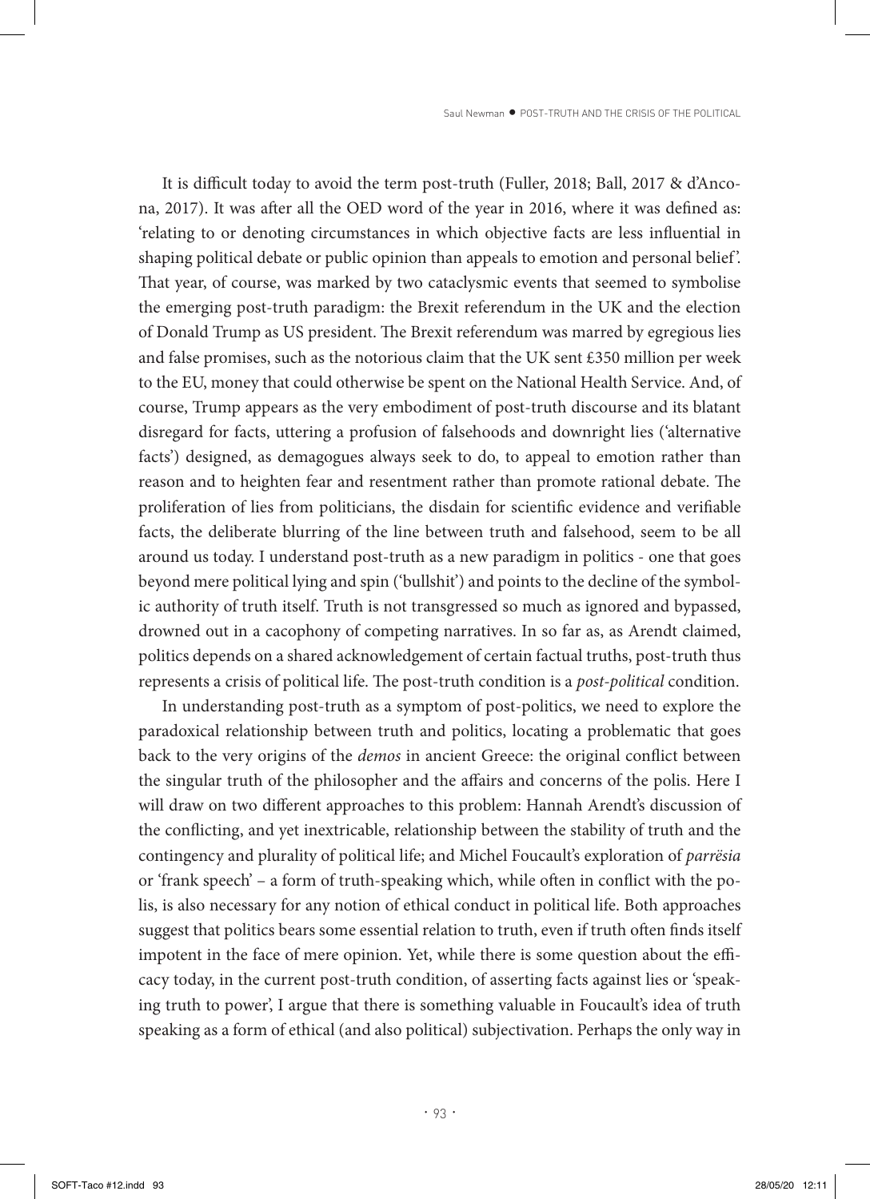It is difficult today to avoid the term post-truth (Fuller, 2018; Ball, 2017 & d'Ancona, 2017). It was after all the OED word of the year in 2016, where it was defined as: 'relating to or denoting circumstances in which objective facts are less influential in shaping political debate or public opinion than appeals to emotion and personal belief'. That year, of course, was marked by two cataclysmic events that seemed to symbolise the emerging post-truth paradigm: the Brexit referendum in the UK and the election of Donald Trump as US president. The Brexit referendum was marred by egregious lies and false promises, such as the notorious claim that the UK sent £350 million per week to the EU, money that could otherwise be spent on the National Health Service. And, of course, Trump appears as the very embodiment of post-truth discourse and its blatant disregard for facts, uttering a profusion of falsehoods and downright lies ('alternative facts') designed, as demagogues always seek to do, to appeal to emotion rather than reason and to heighten fear and resentment rather than promote rational debate. The proliferation of lies from politicians, the disdain for scientific evidence and verifiable facts, the deliberate blurring of the line between truth and falsehood, seem to be all around us today. I understand post-truth as a new paradigm in politics - one that goes beyond mere political lying and spin ('bullshit') and points to the decline of the symbolic authority of truth itself. Truth is not transgressed so much as ignored and bypassed, drowned out in a cacophony of competing narratives. In so far as, as Arendt claimed, politics depends on a shared acknowledgement of certain factual truths, post-truth thus represents a crisis of political life. The post-truth condition is a *post-political* condition.

In understanding post-truth as a symptom of post-politics, we need to explore the paradoxical relationship between truth and politics, locating a problematic that goes back to the very origins of the *demos* in ancient Greece: the original conflict between the singular truth of the philosopher and the affairs and concerns of the polis. Here I will draw on two different approaches to this problem: Hannah Arendt's discussion of the conflicting, and yet inextricable, relationship between the stability of truth and the contingency and plurality of political life; and Michel Foucault's exploration of *parrësia* or 'frank speech' – a form of truth-speaking which, while often in conflict with the polis, is also necessary for any notion of ethical conduct in political life. Both approaches suggest that politics bears some essential relation to truth, even if truth often finds itself impotent in the face of mere opinion. Yet, while there is some question about the efficacy today, in the current post-truth condition, of asserting facts against lies or 'speaking truth to power', I argue that there is something valuable in Foucault's idea of truth speaking as a form of ethical (and also political) subjectivation. Perhaps the only way in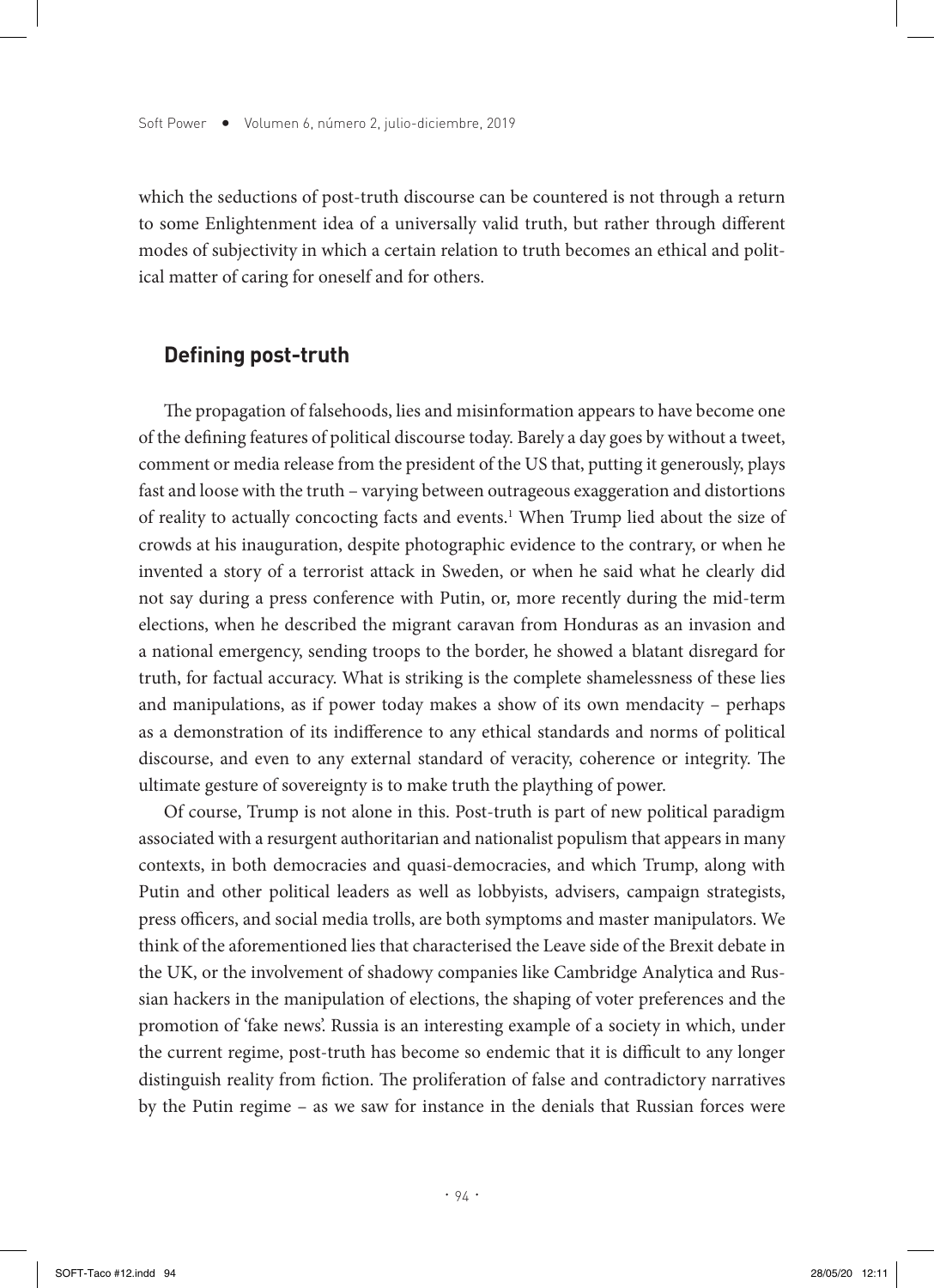which the seductions of post-truth discourse can be countered is not through a return to some Enlightenment idea of a universally valid truth, but rather through different modes of subjectivity in which a certain relation to truth becomes an ethical and political matter of caring for oneself and for others.

## Defining post-truth

The propagation of falsehoods, lies and misinformation appears to have become one of the defining features of political discourse today. Barely a day goes by without a tweet, comment or media release from the president of the US that, putting it generously, plays fast and loose with the truth – varying between outrageous exaggeration and distortions of reality to actually concocting facts and events.[1] When Trump lied about the size of crowds at his inauguration, despite photographic evidence to the contrary, or when he invented a story of a terrorist attack in Sweden, or when he said what he clearly did not say during a press conference with Putin, or, more recently during the mid-term elections, when he described the migrant caravan from Honduras as an invasion and a national emergency, sending troops to the border, he showed a blatant disregard for truth, for factual accuracy. What is striking is the complete shamelessness of these lies and manipulations, as if power today makes a show of its own mendacity – perhaps as a demonstration of its indifference to any ethical standards and norms of political discourse, and even to any external standard of veracity, coherence or integrity. The ultimate gesture of sovereignty is to make truth the plaything of power.

Of course, Trump is not alone in this. Post-truth is part of new political paradigm associated with a resurgent authoritarian and nationalist populism that appears in many contexts, in both democracies and quasi-democracies, and which Trump, along with Putin and other political leaders as well as lobbyists, advisers, campaign strategists, press officers, and social media trolls, are both symptoms and master manipulators. We think of the aforementioned lies that characterised the Leave side of the Brexit debate in the UK, or the involvement of shadowy companies like Cambridge Analytica and Russian hackers in the manipulation of elections, the shaping of voter preferences and the promotion of 'fake news'. Russia is an interesting example of a society in which, under the current regime, post-truth has become so endemic that it is difficult to any longer distinguish reality from fiction. The proliferation of false and contradictory narratives by the Putin regime – as we saw for instance in the denials that Russian forces were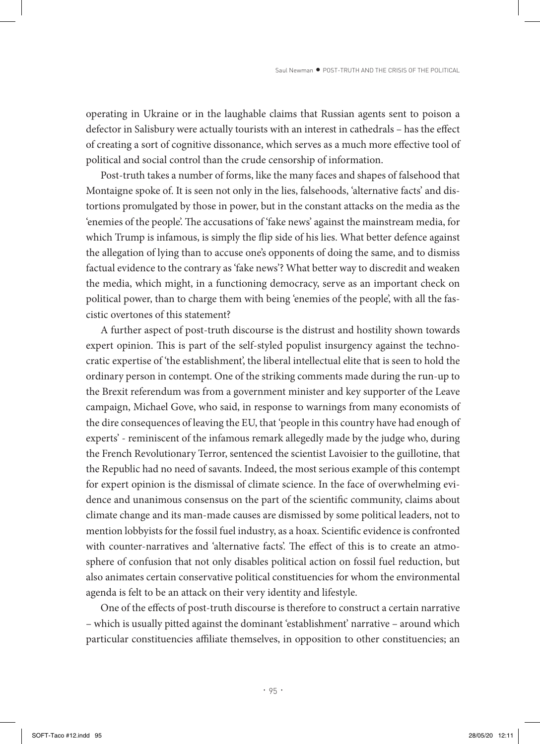operating in Ukraine or in the laughable claims that Russian agents sent to poison a defector in Salisbury were actually tourists with an interest in cathedrals – has the effect of creating a sort of cognitive dissonance, which serves as a much more effective tool of political and social control than the crude censorship of information.

Post-truth takes a number of forms, like the many faces and shapes of falsehood that Montaigne spoke of. It is seen not only in the lies, falsehoods, 'alternative facts' and distortions promulgated by those in power, but in the constant attacks on the media as the 'enemies of the people'. The accusations of 'fake news' against the mainstream media, for which Trump is infamous, is simply the flip side of his lies. What better defence against the allegation of lying than to accuse one's opponents of doing the same, and to dismiss factual evidence to the contrary as 'fake news'? What better way to discredit and weaken the media, which might, in a functioning democracy, serve as an important check on political power, than to charge them with being 'enemies of the people', with all the fascistic overtones of this statement?

A further aspect of post-truth discourse is the distrust and hostility shown towards expert opinion. This is part of the self-styled populist insurgency against the technocratic expertise of 'the establishment', the liberal intellectual elite that is seen to hold the ordinary person in contempt. One of the striking comments made during the run-up to the Brexit referendum was from a government minister and key supporter of the Leave campaign, Michael Gove, who said, in response to warnings from many economists of the dire consequences of leaving the EU, that 'people in this country have had enough of experts' - reminiscent of the infamous remark allegedly made by the judge who, during the French Revolutionary Terror, sentenced the scientist Lavoisier to the guillotine, that the Republic had no need of savants. Indeed, the most serious example of this contempt for expert opinion is the dismissal of climate science. In the face of overwhelming evidence and unanimous consensus on the part of the scientific community, claims about climate change and its man-made causes are dismissed by some political leaders, not to mention lobbyists for the fossil fuel industry, as a hoax. Scientific evidence is confronted with counter-narratives and 'alternative facts'. The effect of this is to create an atmosphere of confusion that not only disables political action on fossil fuel reduction, but also animates certain conservative political constituencies for whom the environmental agenda is felt to be an attack on their very identity and lifestyle.

One of the effects of post-truth discourse is therefore to construct a certain narrative – which is usually pitted against the dominant 'establishment' narrative – around which particular constituencies affiliate themselves, in opposition to other constituencies; an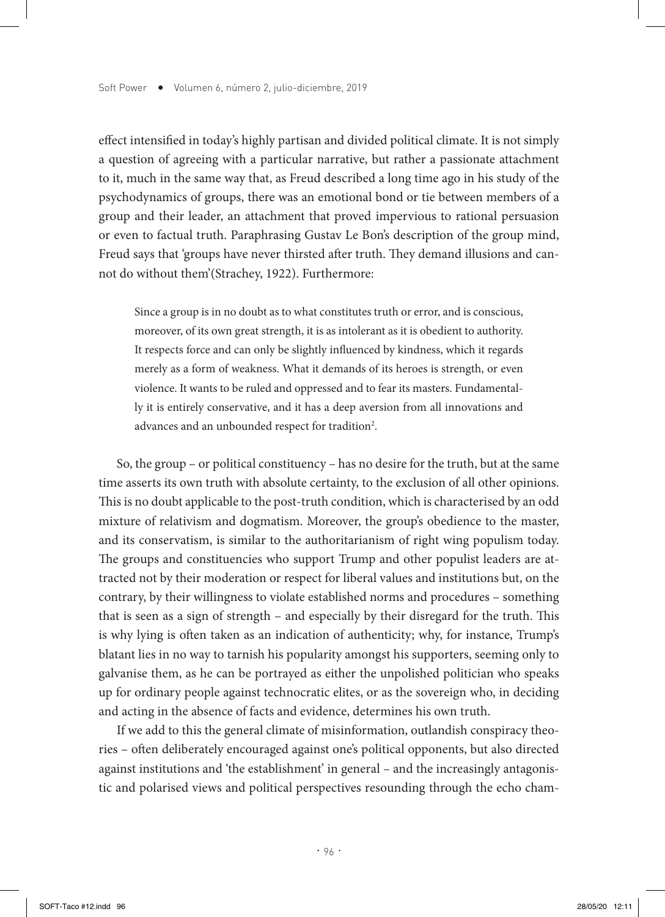effect intensified in today's highly partisan and divided political climate. It is not simply a question of agreeing with a particular narrative, but rather a passionate attachment to it, much in the same way that, as Freud described a long time ago in his study of the psychodynamics of groups, there was an emotional bond or tie between members of a group and their leader, an attachment that proved impervious to rational persuasion or even to factual truth. Paraphrasing Gustav Le Bon's description of the group mind, Freud says that 'groups have never thirsted after truth. They demand illusions and cannot do without them'(Strachey, 1922). Furthermore:

> Since a group is in no doubt as to what constitutes truth or error, and is conscious, moreover, of its own great strength, it is as intolerant as it is obedient to authority. It respects force and can only be slightly influenced by kindness, which it regards merely as a form of weakness. What it demands of its heroes is strength, or even violence. It wants to be ruled and oppressed and to fear its masters. Fundamentally it is entirely conservative, and it has a deep aversion from all innovations and advances and an unbounded respect for tradition[2].

So, the group – or political constituency – has no desire for the truth, but at the same time asserts its own truth with absolute certainty, to the exclusion of all other opinions. This is no doubt applicable to the post-truth condition, which is characterised by an odd mixture of relativism and dogmatism. Moreover, the group's obedience to the master, and its conservatism, is similar to the authoritarianism of right wing populism today. The groups and constituencies who support Trump and other populist leaders are attracted not by their moderation or respect for liberal values and institutions but, on the contrary, by their willingness to violate established norms and procedures – something that is seen as a sign of strength – and especially by their disregard for the truth. This is why lying is often taken as an indication of authenticity; why, for instance, Trump's blatant lies in no way to tarnish his popularity amongst his supporters, seeming only to galvanise them, as he can be portrayed as either the unpolished politician who speaks up for ordinary people against technocratic elites, or as the sovereign who, in deciding and acting in the absence of facts and evidence, determines his own truth.

If we add to this the general climate of misinformation, outlandish conspiracy theories – often deliberately encouraged against one's political opponents, but also directed against institutions and 'the establishment' in general – and the increasingly antagonistic and polarised views and political perspectives resounding through the echo cham-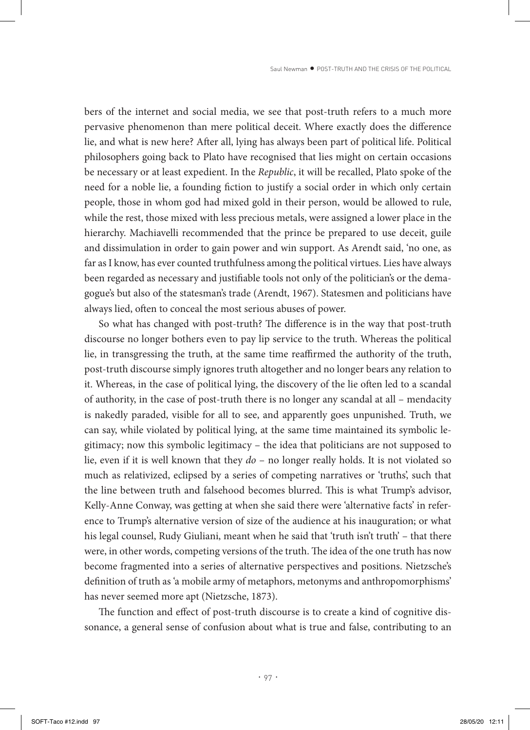bers of the internet and social media, we see that post-truth refers to a much more pervasive phenomenon than mere political deceit. Where exactly does the difference lie, and what is new here? After all, lying has always been part of political life. Political philosophers going back to Plato have recognised that lies might on certain occasions be necessary or at least expedient. In the *Republic*, it will be recalled, Plato spoke of the need for a noble lie, a founding fiction to justify a social order in which only certain people, those in whom god had mixed gold in their person, would be allowed to rule, while the rest, those mixed with less precious metals, were assigned a lower place in the hierarchy. Machiavelli recommended that the prince be prepared to use deceit, guile and dissimulation in order to gain power and win support. As Arendt said, 'no one, as far as I know, has ever counted truthfulness among the political virtues. Lies have always been regarded as necessary and justifiable tools not only of the politician's or the demagogue's but also of the statesman's trade (Arendt, 1967). Statesmen and politicians have always lied, often to conceal the most serious abuses of power.

So what has changed with post-truth? The difference is in the way that post-truth discourse no longer bothers even to pay lip service to the truth. Whereas the political lie, in transgressing the truth, at the same time reaffirmed the authority of the truth, post-truth discourse simply ignores truth altogether and no longer bears any relation to it. Whereas, in the case of political lying, the discovery of the lie often led to a scandal of authority, in the case of post-truth there is no longer any scandal at all – mendacity is nakedly paraded, visible for all to see, and apparently goes unpunished. Truth, we can say, while violated by political lying, at the same time maintained its symbolic legitimacy; now this symbolic legitimacy – the idea that politicians are not supposed to lie, even if it is well known that they *do* – no longer really holds. It is not violated so much as relativized, eclipsed by a series of competing narratives or 'truths', such that the line between truth and falsehood becomes blurred. This is what Trump's advisor, Kelly-Anne Conway, was getting at when she said there were 'alternative facts' in reference to Trump's alternative version of size of the audience at his inauguration; or what his legal counsel, Rudy Giuliani, meant when he said that 'truth isn't truth' – that there were, in other words, competing versions of the truth. The idea of the one truth has now become fragmented into a series of alternative perspectives and positions. Nietzsche's definition of truth as 'a mobile army of metaphors, metonyms and anthropomorphisms' has never seemed more apt (Nietzsche, 1873).

The function and effect of post-truth discourse is to create a kind of cognitive dissonance, a general sense of confusion about what is true and false, contributing to an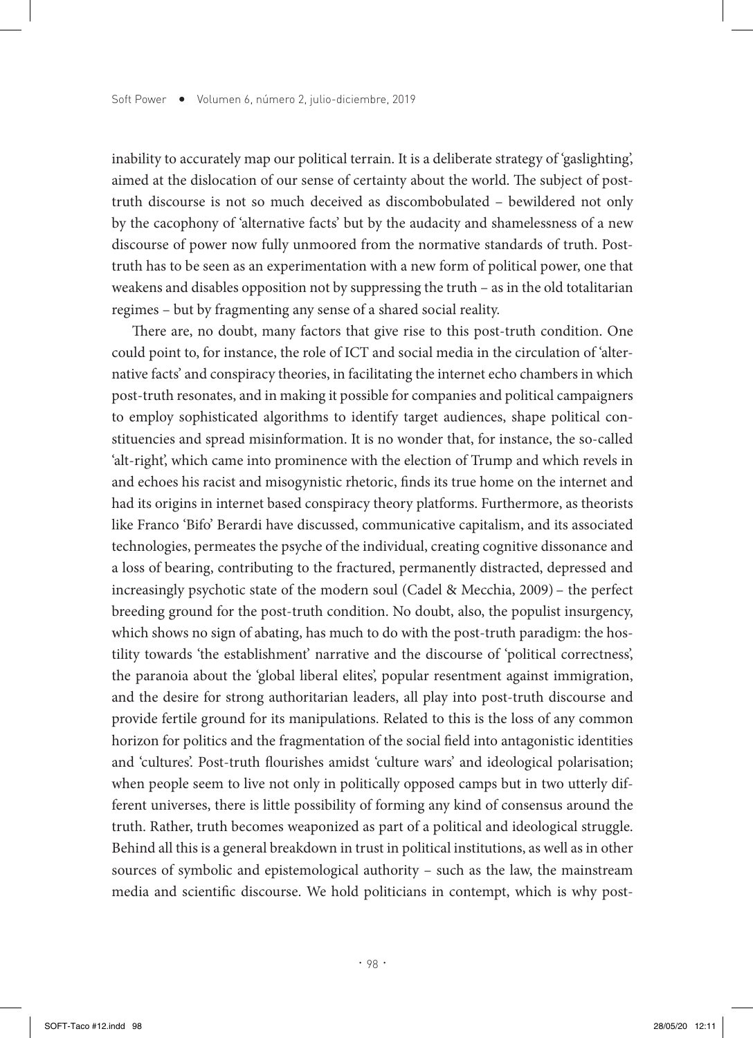inability to accurately map our political terrain. It is a deliberate strategy of 'gaslighting', aimed at the dislocation of our sense of certainty about the world. The subject of post-truth discourse is not so much deceived as discombobulated – bewildered not only by the cacophony of 'alternative facts' but by the audacity and shamelessness of a new discourse of power now fully unmoored from the normative standards of truth. Post-truth has to be seen as an experimentation with a new form of political power, one that weakens and disables opposition not by suppressing the truth – as in the old totalitarian regimes – but by fragmenting any sense of a shared social reality.

There are, no doubt, many factors that give rise to this post-truth condition. One could point to, for instance, the role of ICT and social media in the circulation of 'alternative facts' and conspiracy theories, in facilitating the internet echo chambers in which post-truth resonates, and in making it possible for companies and political campaigners to employ sophisticated algorithms to identify target audiences, shape political constituencies and spread misinformation. It is no wonder that, for instance, the so-called 'alt-right', which came into prominence with the election of Trump and which revels in and echoes his racist and misogynistic rhetoric, finds its true home on the internet and had its origins in internet based conspiracy theory platforms. Furthermore, as theorists like Franco 'Bifo' Berardi have discussed, communicative capitalism, and its associated technologies, permeates the psyche of the individual, creating cognitive dissonance and a loss of bearing, contributing to the fractured, permanently distracted, depressed and increasingly psychotic state of the modern soul (Cadel & Mecchia, 2009) – the perfect breeding ground for the post-truth condition. No doubt, also, the populist insurgency, which shows no sign of abating, has much to do with the post-truth paradigm: the hostility towards 'the establishment' narrative and the discourse of 'political correctness', the paranoia about the 'global liberal elites', popular resentment against immigration, and the desire for strong authoritarian leaders, all play into post-truth discourse and provide fertile ground for its manipulations. Related to this is the loss of any common horizon for politics and the fragmentation of the social field into antagonistic identities and 'cultures'. Post-truth flourishes amidst 'culture wars' and ideological polarisation; when people seem to live not only in politically opposed camps but in two utterly different universes, there is little possibility of forming any kind of consensus around the truth. Rather, truth becomes weaponized as part of a political and ideological struggle. Behind all this is a general breakdown in trust in political institutions, as well as in other sources of symbolic and epistemological authority – such as the law, the mainstream media and scientific discourse. We hold politicians in contempt, which is why post-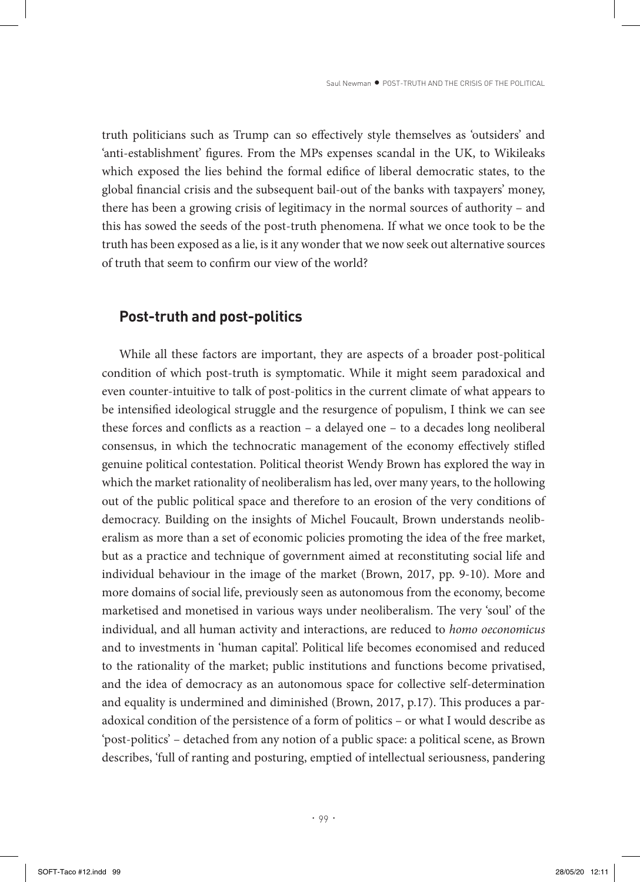truth politicians such as Trump can so effectively style themselves as 'outsiders' and 'anti-establishment' figures. From the MPs expenses scandal in the UK, to Wikileaks which exposed the lies behind the formal edifice of liberal democratic states, to the global financial crisis and the subsequent bail-out of the banks with taxpayers' money, there has been a growing crisis of legitimacy in the normal sources of authority – and this has sowed the seeds of the post-truth phenomena. If what we once took to be the truth has been exposed as a lie, is it any wonder that we now seek out alternative sources of truth that seem to confirm our view of the world?

## Post-truth and post-politics

While all these factors are important, they are aspects of a broader post-political condition of which post-truth is symptomatic. While it might seem paradoxical and even counter-intuitive to talk of post-politics in the current climate of what appears to be intensified ideological struggle and the resurgence of populism, I think we can see these forces and conflicts as a reaction – a delayed one – to a decades long neoliberal consensus, in which the technocratic management of the economy effectively stifled genuine political contestation. Political theorist Wendy Brown has explored the way in which the market rationality of neoliberalism has led, over many years, to the hollowing out of the public political space and therefore to an erosion of the very conditions of democracy. Building on the insights of Michel Foucault, Brown understands neoliberalism as more than a set of economic policies promoting the idea of the free market, but as a practice and technique of government aimed at reconstituting social life and individual behaviour in the image of the market (Brown, 2017, pp. 9-10). More and more domains of social life, previously seen as autonomous from the economy, become marketised and monetised in various ways under neoliberalism. The very 'soul' of the individual, and all human activity and interactions, are reduced to *homo oeconomicus* and to investments in 'human capital'. Political life becomes economised and reduced to the rationality of the market; public institutions and functions become privatised, and the idea of democracy as an autonomous space for collective self-determination and equality is undermined and diminished (Brown, 2017, p.17). This produces a paradoxical condition of the persistence of a form of politics – or what I would describe as 'post-politics' – detached from any notion of a public space: a political scene, as Brown describes, 'full of ranting and posturing, emptied of intellectual seriousness, pandering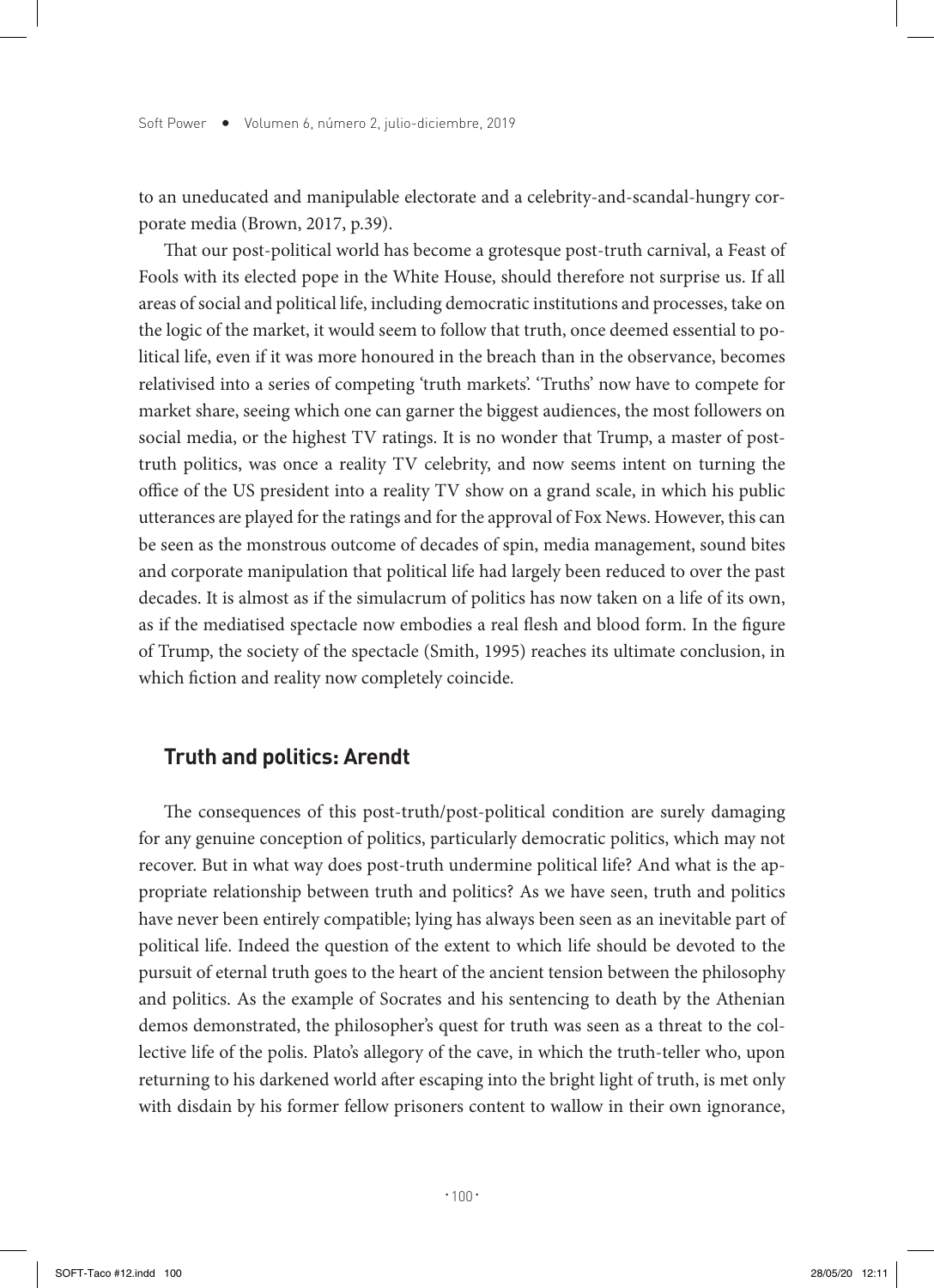to an uneducated and manipulable electorate and a celebrity-and-scandal-hungry corporate media (Brown, 2017, p.39).

That our post-political world has become a grotesque post-truth carnival, a Feast of Fools with its elected pope in the White House, should therefore not surprise us. If all areas of social and political life, including democratic institutions and processes, take on the logic of the market, it would seem to follow that truth, once deemed essential to political life, even if it was more honoured in the breach than in the observance, becomes relativised into a series of competing 'truth markets'. 'Truths' now have to compete for market share, seeing which one can garner the biggest audiences, the most followers on social media, or the highest TV ratings. It is no wonder that Trump, a master of post-truth politics, was once a reality TV celebrity, and now seems intent on turning the office of the US president into a reality TV show on a grand scale, in which his public utterances are played for the ratings and for the approval of Fox News. However, this can be seen as the monstrous outcome of decades of spin, media management, sound bites and corporate manipulation that political life had largely been reduced to over the past decades. It is almost as if the simulacrum of politics has now taken on a life of its own, as if the mediatised spectacle now embodies a real flesh and blood form. In the figure of Trump, the society of the spectacle (Smith, 1995) reaches its ultimate conclusion, in which fiction and reality now completely coincide.

## Truth and politics: Arendt

The consequences of this post-truth/post-political condition are surely damaging for any genuine conception of politics, particularly democratic politics, which may not recover. But in what way does post-truth undermine political life? And what is the appropriate relationship between truth and politics? As we have seen, truth and politics have never been entirely compatible; lying has always been seen as an inevitable part of political life. Indeed the question of the extent to which life should be devoted to the pursuit of eternal truth goes to the heart of the ancient tension between the philosophy and politics. As the example of Socrates and his sentencing to death by the Athenian demos demonstrated, the philosopher's quest for truth was seen as a threat to the collective life of the polis. Plato's allegory of the cave, in which the truth-teller who, upon returning to his darkened world after escaping into the bright light of truth, is met only with disdain by his former fellow prisoners content to wallow in their own ignorance,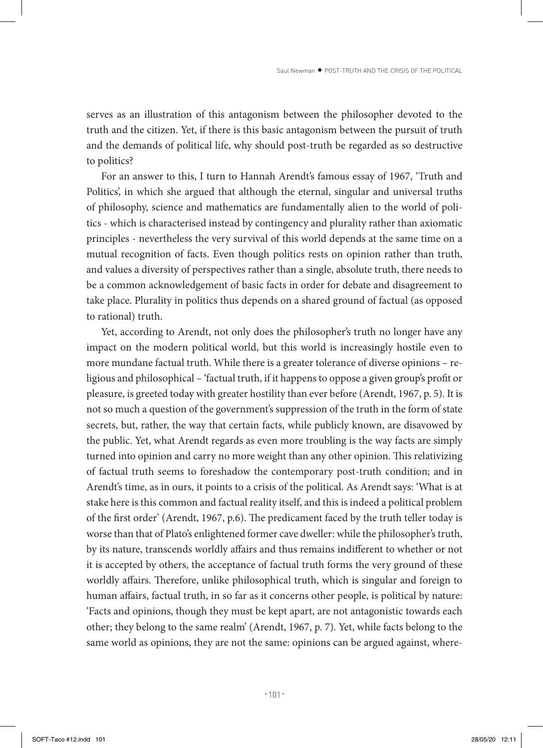serves as an illustration of this antagonism between the philosopher devoted to the truth and the citizen. Yet, if there is this basic antagonism between the pursuit of truth and the demands of political life, why should post-truth be regarded as so destructive to politics?

For an answer to this, I turn to Hannah Arendt's famous essay of 1967, 'Truth and Politics', in which she argued that although the eternal, singular and universal truths of philosophy, science and mathematics are fundamentally alien to the world of politics - which is characterised instead by contingency and plurality rather than axiomatic principles - nevertheless the very survival of this world depends at the same time on a mutual recognition of facts. Even though politics rests on opinion rather than truth, and values a diversity of perspectives rather than a single, absolute truth, there needs to be a common acknowledgement of basic facts in order for debate and disagreement to take place. Plurality in politics thus depends on a shared ground of factual (as opposed to rational) truth.

Yet, according to Arendt, not only does the philosopher's truth no longer have any impact on the modern political world, but this world is increasingly hostile even to more mundane factual truth. While there is a greater tolerance of diverse opinions – religious and philosophical – 'factual truth, if it happens to oppose a given group's profit or pleasure, is greeted today with greater hostility than ever before (Arendt, 1967, p. 5). It is not so much a question of the government's suppression of the truth in the form of state secrets, but, rather, the way that certain facts, while publicly known, are disavowed by the public. Yet, what Arendt regards as even more troubling is the way facts are simply turned into opinion and carry no more weight than any other opinion. This relativizing of factual truth seems to foreshadow the contemporary post-truth condition; and in Arendt's time, as in ours, it points to a crisis of the political. As Arendt says: 'What is at stake here is this common and factual reality itself, and this is indeed a political problem of the first order' (Arendt, 1967, p.6). The predicament faced by the truth teller today is worse than that of Plato's enlightened former cave dweller: while the philosopher's truth, by its nature, transcends worldly affairs and thus remains indifferent to whether or not it is accepted by others, the acceptance of factual truth forms the very ground of these worldly affairs. Therefore, unlike philosophical truth, which is singular and foreign to human affairs, factual truth, in so far as it concerns other people, is political by nature: 'Facts and opinions, though they must be kept apart, are not antagonistic towards each other; they belong to the same realm' (Arendt, 1967, p. 7). Yet, while facts belong to the same world as opinions, they are not the same: opinions can be argued against, where-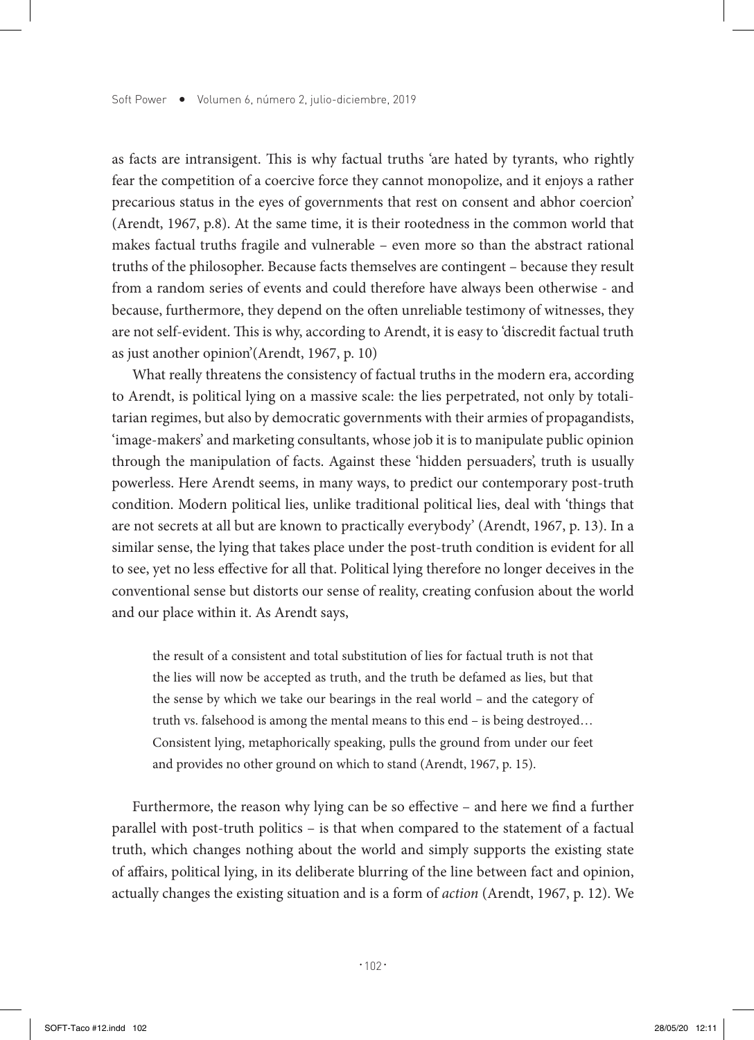as facts are intransigent. This is why factual truths 'are hated by tyrants, who rightly fear the competition of a coercive force they cannot monopolize, and it enjoys a rather precarious status in the eyes of governments that rest on consent and abhor coercion' (Arendt, 1967, p.8). At the same time, it is their rootedness in the common world that makes factual truths fragile and vulnerable – even more so than the abstract rational truths of the philosopher. Because facts themselves are contingent – because they result from a random series of events and could therefore have always been otherwise - and because, furthermore, they depend on the often unreliable testimony of witnesses, they are not self-evident. This is why, according to Arendt, it is easy to 'discredit factual truth as just another opinion'(Arendt, 1967, p. 10)

What really threatens the consistency of factual truths in the modern era, according to Arendt, is political lying on a massive scale: the lies perpetrated, not only by totalitarian regimes, but also by democratic governments with their armies of propagandists, 'image-makers' and marketing consultants, whose job it is to manipulate public opinion through the manipulation of facts. Against these 'hidden persuaders', truth is usually powerless. Here Arendt seems, in many ways, to predict our contemporary post-truth condition. Modern political lies, unlike traditional political lies, deal with 'things that are not secrets at all but are known to practically everybody' (Arendt, 1967, p. 13). In a similar sense, the lying that takes place under the post-truth condition is evident for all to see, yet no less effective for all that. Political lying therefore no longer deceives in the conventional sense but distorts our sense of reality, creating confusion about the world and our place within it. As Arendt says,

> the result of a consistent and total substitution of lies for factual truth is not that the lies will now be accepted as truth, and the truth be defamed as lies, but that the sense by which we take our bearings in the real world – and the category of truth vs. falsehood is among the mental means to this end – is being destroyed… Consistent lying, metaphorically speaking, pulls the ground from under our feet and provides no other ground on which to stand (Arendt, 1967, p. 15).

Furthermore, the reason why lying can be so effective – and here we find a further parallel with post-truth politics – is that when compared to the statement of a factual truth, which changes nothing about the world and simply supports the existing state of affairs, political lying, in its deliberate blurring of the line between fact and opinion, actually changes the existing situation and is a form of *action* (Arendt, 1967, p. 12). We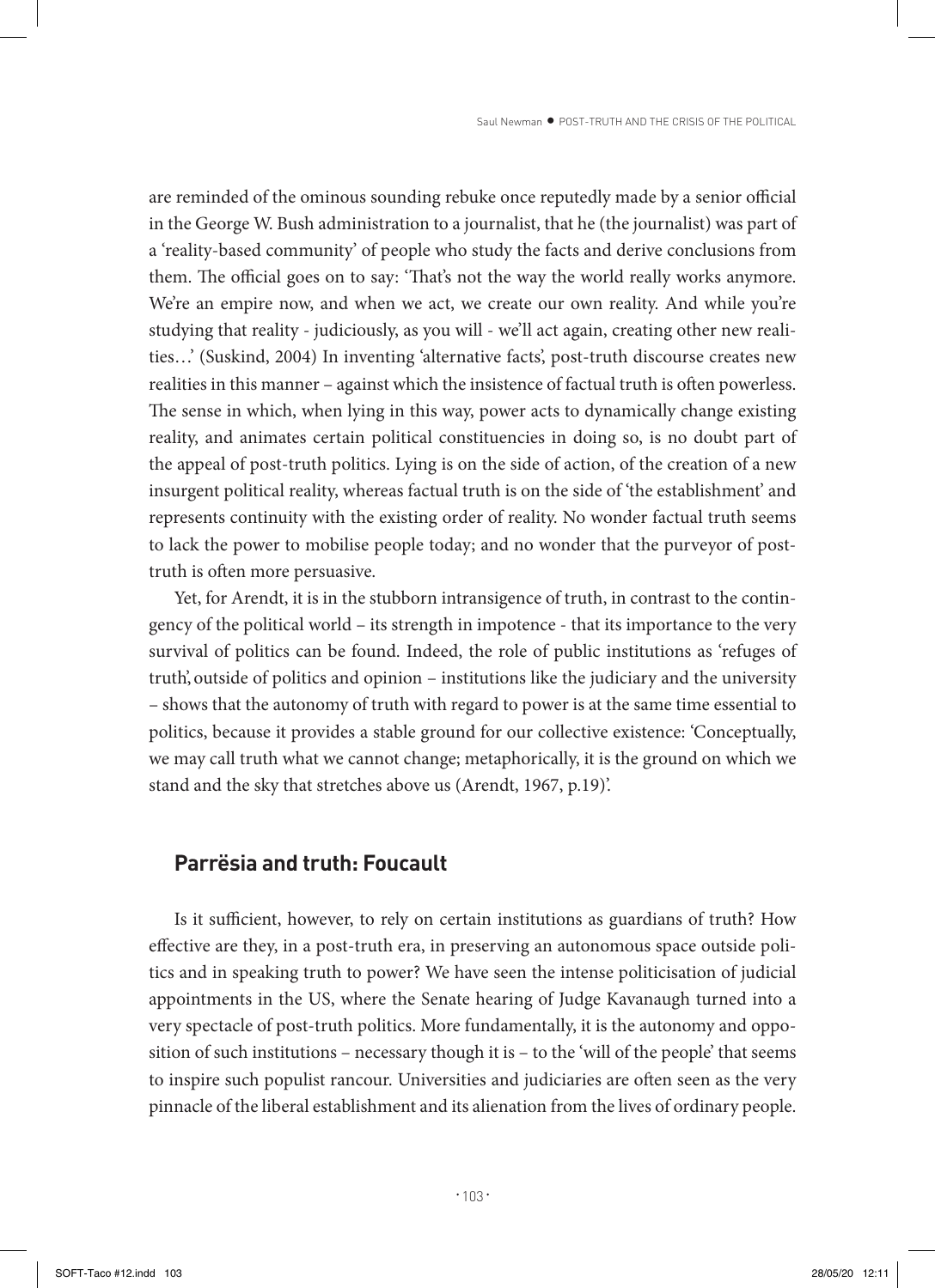are reminded of the ominous sounding rebuke once reputedly made by a senior official in the George W. Bush administration to a journalist, that he (the journalist) was part of a 'reality-based community' of people who study the facts and derive conclusions from them. The official goes on to say: 'That's not the way the world really works anymore. We're an empire now, and when we act, we create our own reality. And while you're studying that reality - judiciously, as you will - we'll act again, creating other new realities…' (Suskind, 2004) In inventing 'alternative facts', post-truth discourse creates new realities in this manner – against which the insistence of factual truth is often powerless. The sense in which, when lying in this way, power acts to dynamically change existing reality, and animates certain political constituencies in doing so, is no doubt part of the appeal of post-truth politics. Lying is on the side of action, of the creation of a new insurgent political reality, whereas factual truth is on the side of 'the establishment' and represents continuity with the existing order of reality. No wonder factual truth seems to lack the power to mobilise people today; and no wonder that the purveyor of post-truth is often more persuasive.

Yet, for Arendt, it is in the stubborn intransigence of truth, in contrast to the contingency of the political world – its strength in impotence - that its importance to the very survival of politics can be found. Indeed, the role of public institutions as 'refuges of truth', outside of politics and opinion – institutions like the judiciary and the university – shows that the autonomy of truth with regard to power is at the same time essential to politics, because it provides a stable ground for our collective existence: 'Conceptually, we may call truth what we cannot change; metaphorically, it is the ground on which we stand and the sky that stretches above us (Arendt, 1967, p.19)'.

## Parrësia and truth: Foucault

Is it sufficient, however, to rely on certain institutions as guardians of truth? How effective are they, in a post-truth era, in preserving an autonomous space outside politics and in speaking truth to power? We have seen the intense politicisation of judicial appointments in the US, where the Senate hearing of Judge Kavanaugh turned into a very spectacle of post-truth politics. More fundamentally, it is the autonomy and opposition of such institutions – necessary though it is – to the 'will of the people' that seems to inspire such populist rancour. Universities and judiciaries are often seen as the very pinnacle of the liberal establishment and its alienation from the lives of ordinary people.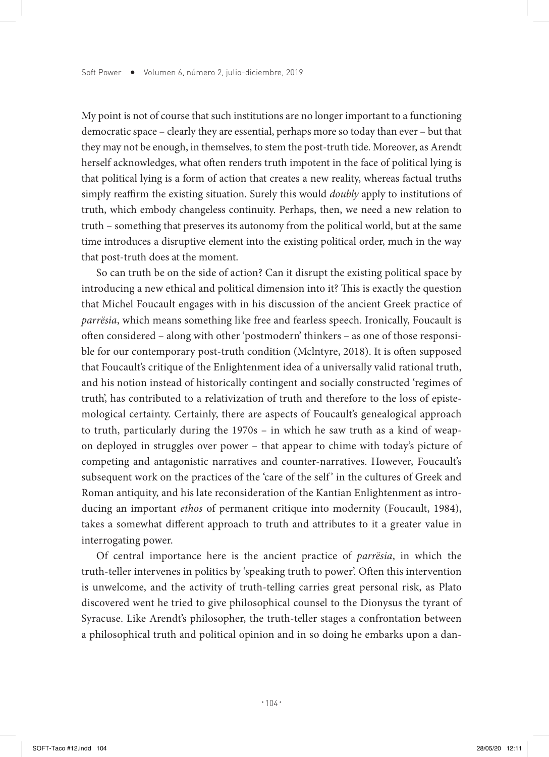My point is not of course that such institutions are no longer important to a functioning democratic space – clearly they are essential, perhaps more so today than ever – but that they may not be enough, in themselves, to stem the post-truth tide. Moreover, as Arendt herself acknowledges, what often renders truth impotent in the face of political lying is that political lying is a form of action that creates a new reality, whereas factual truths simply reaffirm the existing situation. Surely this would *doubly* apply to institutions of truth, which embody changeless continuity. Perhaps, then, we need a new relation to truth – something that preserves its autonomy from the political world, but at the same time introduces a disruptive element into the existing political order, much in the way that post-truth does at the moment.

So can truth be on the side of action? Can it disrupt the existing political space by introducing a new ethical and political dimension into it? This is exactly the question that Michel Foucault engages with in his discussion of the ancient Greek practice of *parrësia*, which means something like free and fearless speech. Ironically, Foucault is often considered – along with other 'postmodern' thinkers – as one of those responsible for our contemporary post-truth condition (Mclntyre, 2018). It is often supposed that Foucault's critique of the Enlightenment idea of a universally valid rational truth, and his notion instead of historically contingent and socially constructed 'regimes of truth', has contributed to a relativization of truth and therefore to the loss of epistemological certainty. Certainly, there are aspects of Foucault's genealogical approach to truth, particularly during the 1970s – in which he saw truth as a kind of weapon deployed in struggles over power – that appear to chime with today's picture of competing and antagonistic narratives and counter-narratives. However, Foucault's subsequent work on the practices of the 'care of the self' in the cultures of Greek and Roman antiquity, and his late reconsideration of the Kantian Enlightenment as introducing an important *ethos* of permanent critique into modernity (Foucault, 1984), takes a somewhat different approach to truth and attributes to it a greater value in interrogating power.

Of central importance here is the ancient practice of *parrësia*, in which the truth-teller intervenes in politics by 'speaking truth to power'. Often this intervention is unwelcome, and the activity of truth-telling carries great personal risk, as Plato discovered went he tried to give philosophical counsel to the Dionysus the tyrant of Syracuse. Like Arendt's philosopher, the truth-teller stages a confrontation between a philosophical truth and political opinion and in so doing he embarks upon a dan-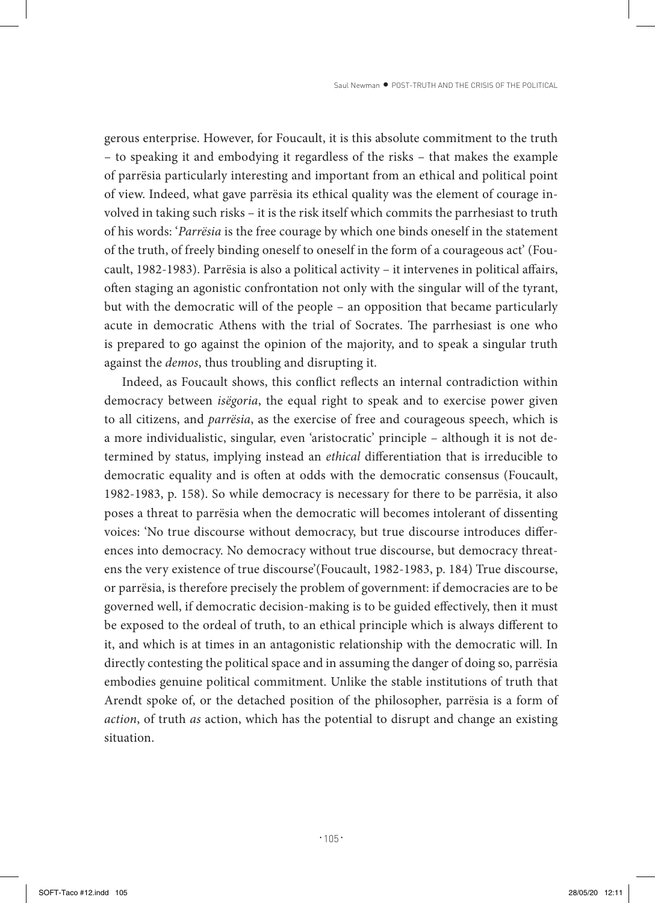gerous enterprise. However, for Foucault, it is this absolute commitment to the truth – to speaking it and embodying it regardless of the risks – that makes the example of parrësia particularly interesting and important from an ethical and political point of view. Indeed, what gave parrësia its ethical quality was the element of courage involved in taking such risks – it is the risk itself which commits the parrhesiast to truth of his words: '*Parrësia* is the free courage by which one binds oneself in the statement of the truth, of freely binding oneself to oneself in the form of a courageous act' (Foucault, 1982-1983). Parrësia is also a political activity – it intervenes in political affairs, often staging an agonistic confrontation not only with the singular will of the tyrant, but with the democratic will of the people – an opposition that became particularly acute in democratic Athens with the trial of Socrates. The parrhesiast is one who is prepared to go against the opinion of the majority, and to speak a singular truth against the *demos*, thus troubling and disrupting it.

Indeed, as Foucault shows, this conflict reflects an internal contradiction within democracy between *isëgoria*, the equal right to speak and to exercise power given to all citizens, and *parrësia*, as the exercise of free and courageous speech, which is a more individualistic, singular, even 'aristocratic' principle – although it is not determined by status, implying instead an *ethical* differentiation that is irreducible to democratic equality and is often at odds with the democratic consensus (Foucault, 1982-1983, p. 158). So while democracy is necessary for there to be parrësia, it also poses a threat to parrësia when the democratic will becomes intolerant of dissenting voices: 'No true discourse without democracy, but true discourse introduces differences into democracy. No democracy without true discourse, but democracy threatens the very existence of true discourse'(Foucault, 1982-1983, p. 184) True discourse, or parrësia, is therefore precisely the problem of government: if democracies are to be governed well, if democratic decision-making is to be guided effectively, then it must be exposed to the ordeal of truth, to an ethical principle which is always different to it, and which is at times in an antagonistic relationship with the democratic will. In directly contesting the political space and in assuming the danger of doing so, parrësia embodies genuine political commitment. Unlike the stable institutions of truth that Arendt spoke of, or the detached position of the philosopher, parrësia is a form of *action*, of truth *as* action, which has the potential to disrupt and change an existing situation.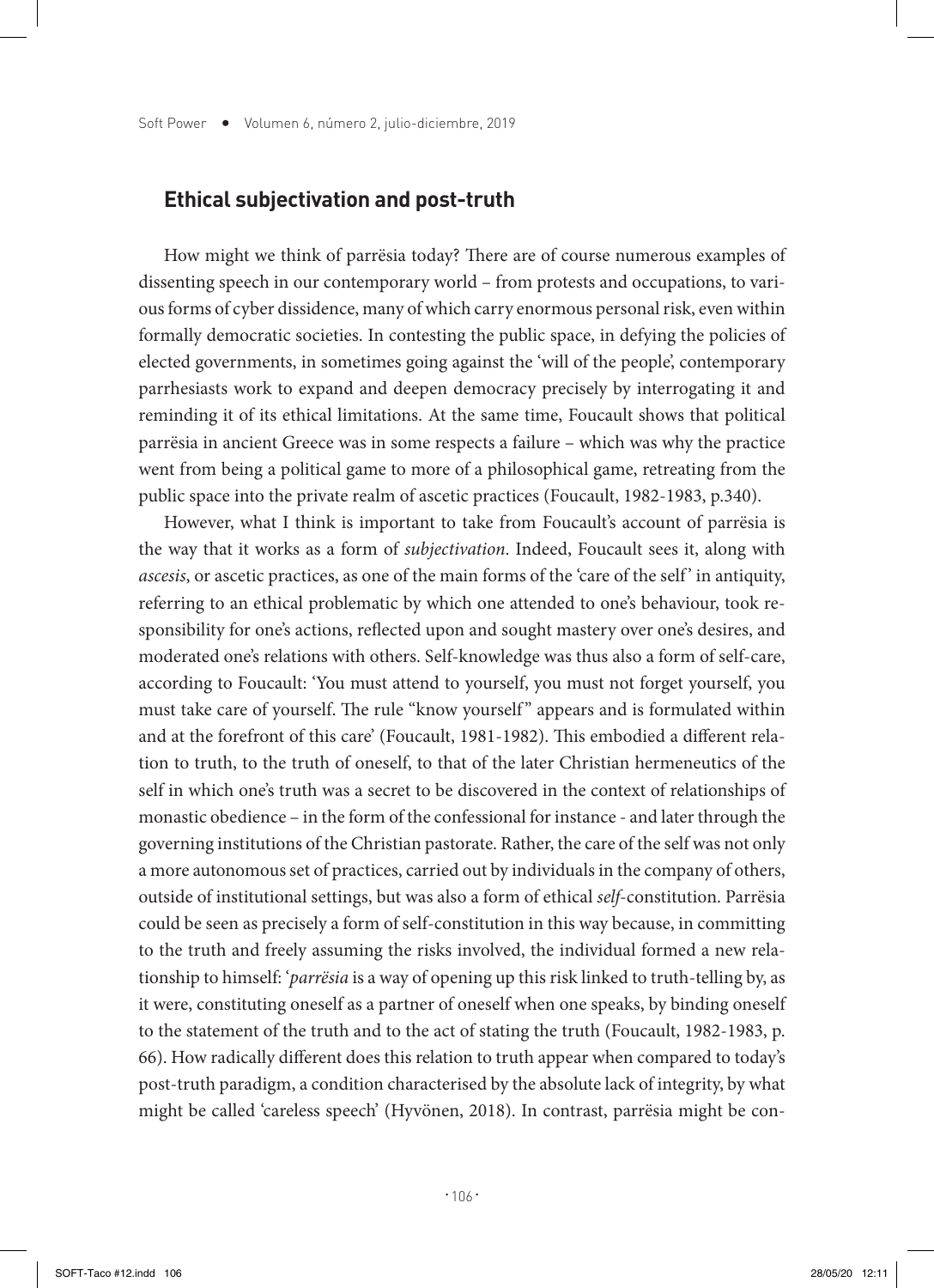## Ethical subjectivation and post-truth

How might we think of parrësia today? There are of course numerous examples of dissenting speech in our contemporary world – from protests and occupations, to various forms of cyber dissidence, many of which carry enormous personal risk, even within formally democratic societies. In contesting the public space, in defying the policies of elected governments, in sometimes going against the 'will of the people', contemporary parrhesiasts work to expand and deepen democracy precisely by interrogating it and reminding it of its ethical limitations. At the same time, Foucault shows that political parrësia in ancient Greece was in some respects a failure – which was why the practice went from being a political game to more of a philosophical game, retreating from the public space into the private realm of ascetic practices (Foucault, 1982-1983, p.340).

However, what I think is important to take from Foucault's account of parrësia is the way that it works as a form of *subjectivation*. Indeed, Foucault sees it, along with *ascesis*, or ascetic practices, as one of the main forms of the 'care of the self' in antiquity, referring to an ethical problematic by which one attended to one's behaviour, took responsibility for one's actions, reflected upon and sought mastery over one's desires, and moderated one's relations with others. Self-knowledge was thus also a form of self-care, according to Foucault: 'You must attend to yourself, you must not forget yourself, you must take care of yourself. The rule "know yourself" appears and is formulated within and at the forefront of this care' (Foucault, 1981-1982). This embodied a different relation to truth, to the truth of oneself, to that of the later Christian hermeneutics of the self in which one's truth was a secret to be discovered in the context of relationships of monastic obedience – in the form of the confessional for instance - and later through the governing institutions of the Christian pastorate. Rather, the care of the self was not only a more autonomous set of practices, carried out by individuals in the company of others, outside of institutional settings, but was also a form of ethical *self*-constitution. Parrësia could be seen as precisely a form of self-constitution in this way because, in committing to the truth and freely assuming the risks involved, the individual formed a new relationship to himself: '*parrësia* is a way of opening up this risk linked to truth-telling by, as it were, constituting oneself as a partner of oneself when one speaks, by binding oneself to the statement of the truth and to the act of stating the truth (Foucault, 1982-1983, p. 66). How radically different does this relation to truth appear when compared to today's post-truth paradigm, a condition characterised by the absolute lack of integrity, by what might be called 'careless speech' (Hyvönen, 2018). In contrast, parrësia might be con-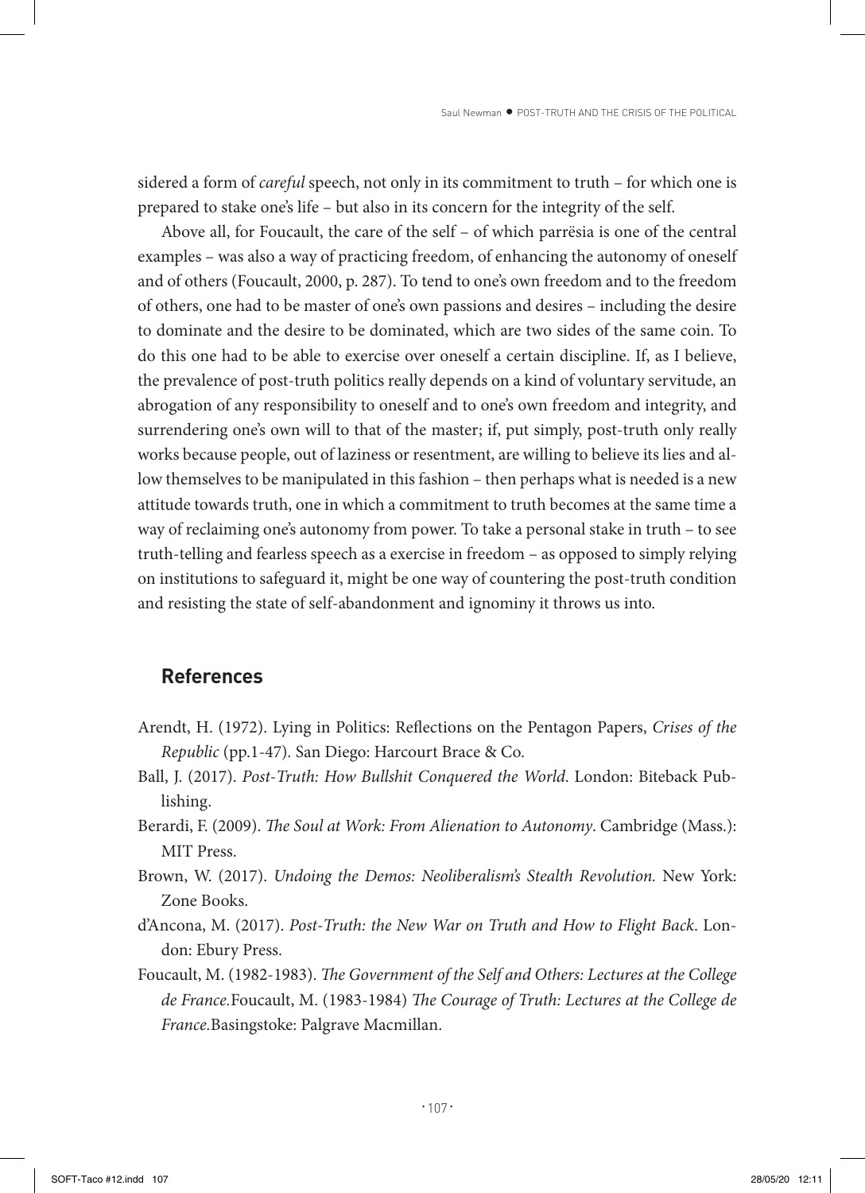sidered a form of *careful* speech, not only in its commitment to truth – for which one is prepared to stake one's life – but also in its concern for the integrity of the self.

Above all, for Foucault, the care of the self – of which parrësia is one of the central examples – was also a way of practicing freedom, of enhancing the autonomy of oneself and of others (Foucault, 2000, p. 287). To tend to one's own freedom and to the freedom of others, one had to be master of one's own passions and desires – including the desire to dominate and the desire to be dominated, which are two sides of the same coin. To do this one had to be able to exercise over oneself a certain discipline. If, as I believe, the prevalence of post-truth politics really depends on a kind of voluntary servitude, an abrogation of any responsibility to oneself and to one's own freedom and integrity, and surrendering one's own will to that of the master; if, put simply, post-truth only really works because people, out of laziness or resentment, are willing to believe its lies and allow themselves to be manipulated in this fashion – then perhaps what is needed is a new attitude towards truth, one in which a commitment to truth becomes at the same time a way of reclaiming one's autonomy from power. To take a personal stake in truth – to see truth-telling and fearless speech as a exercise in freedom – as opposed to simply relying on institutions to safeguard it, might be one way of countering the post-truth condition and resisting the state of self-abandonment and ignominy it throws us into.

## References

Arendt, H. (1972). Lying in Politics: Reflections on the Pentagon Papers, *Crises of the Republic* (pp.1-47). San Diego: Harcourt Brace & Co.

Ball, J. (2017). *Post-Truth: How Bullshit Conquered the World*. London: Biteback Publishing.

Berardi, F. (2009). *The Soul at Work: From Alienation to Autonomy*. Cambridge (Mass.): MIT Press.

Brown, W. (2017). *Undoing the Demos: Neoliberalism's Stealth Revolution.* New York: Zone Books.

d'Ancona, M. (2017). *Post-Truth: the New War on Truth and How to Flight Back*. London: Ebury Press.

Foucault, M. (1982-1983). *The Government of the Self and Others: Lectures at the College de France.*Foucault, M. (1983-1984) *The Courage of Truth: Lectures at the College de France.*Basingstoke: Palgrave Macmillan.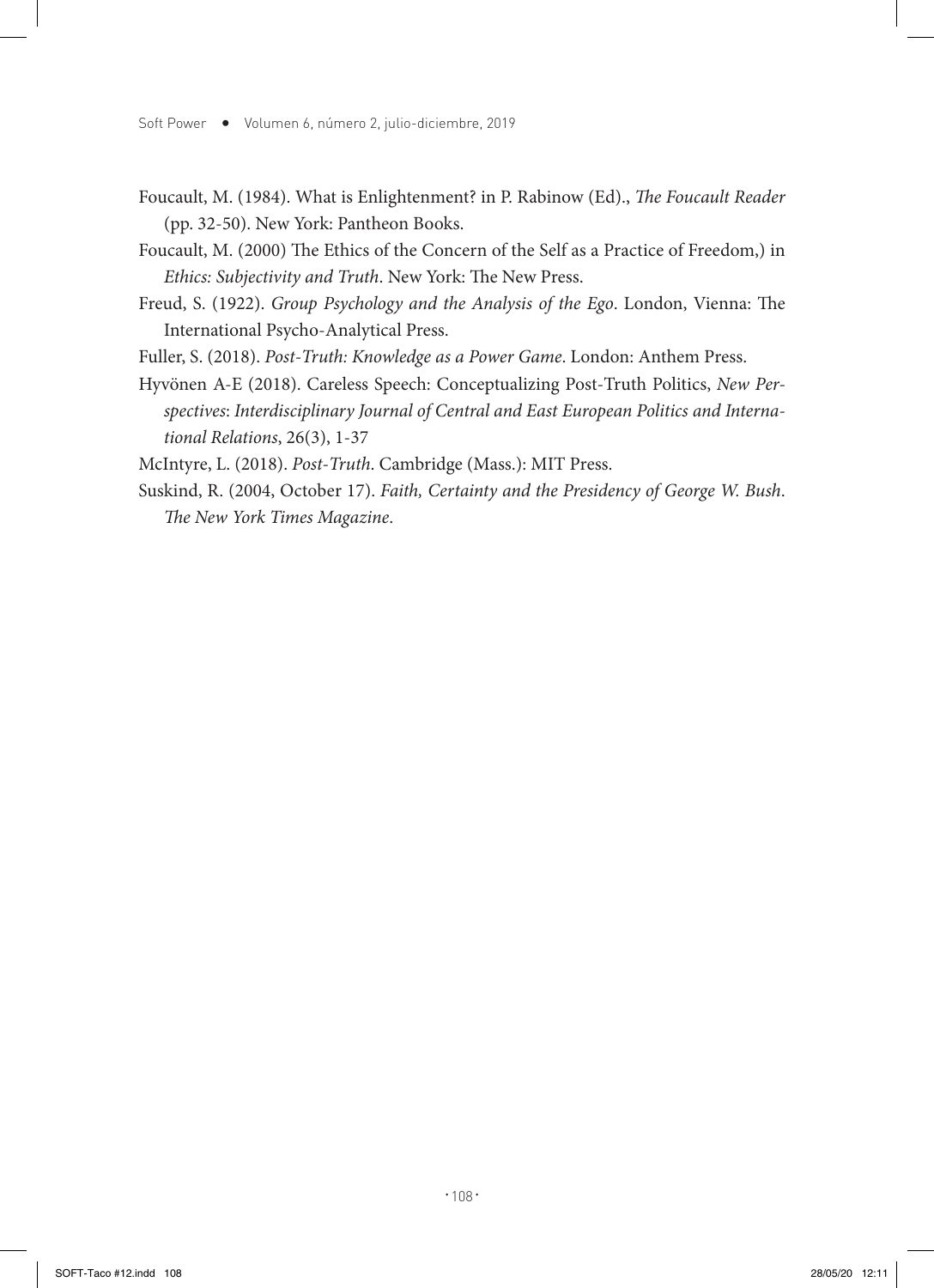Foucault, M. (1984). What is Enlightenment? in P. Rabinow (Ed)., *The Foucault Reader* (pp. 32-50). New York: Pantheon Books.

Foucault, M. (2000) The Ethics of the Concern of the Self as a Practice of Freedom,) in *Ethics: Subjectivity and Truth*. New York: The New Press.

Freud, S. (1922). *Group Psychology and the Analysis of the Ego*. London, Vienna: The International Psycho-Analytical Press.

Fuller, S. (2018). *Post-Truth: Knowledge as a Power Game*. London: Anthem Press.

Hyvönen A-E (2018). Careless Speech: Conceptualizing Post-Truth Politics, *New Perspectives*: *Interdisciplinary Journal of Central and East European Politics and International Relations*, 26(3), 1-37

McIntyre, L. (2018). *Post-Truth*. Cambridge (Mass.): MIT Press.

Suskind, R. (2004, October 17). *Faith, Certainty and the Presidency of George W. Bush*. *The New York Times Magazine*.